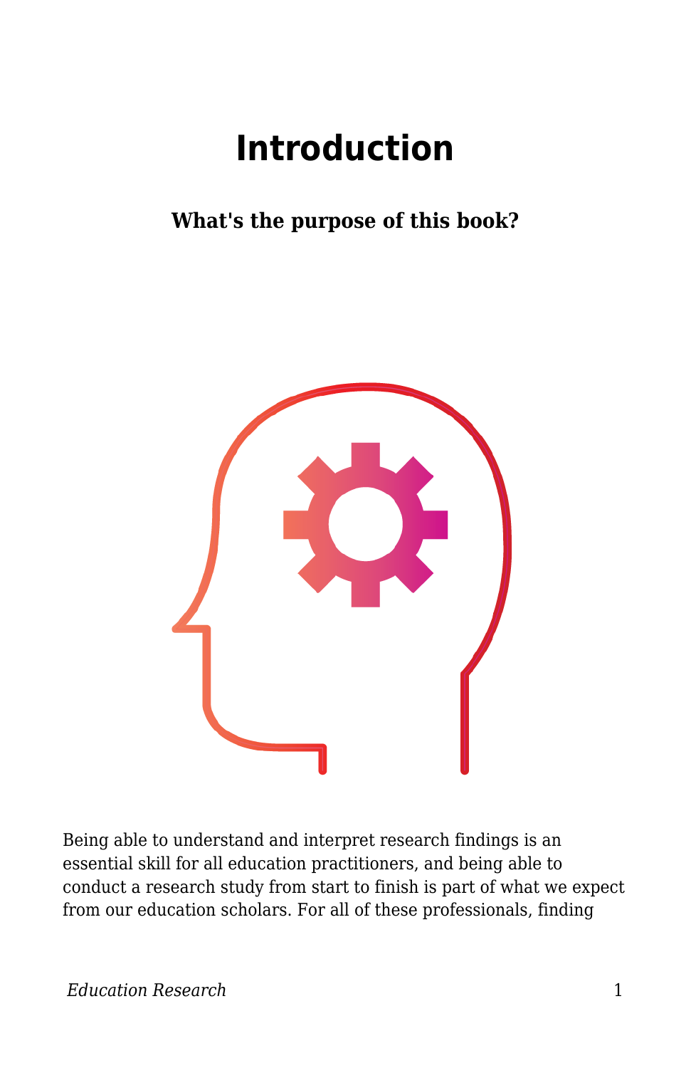# Introduction

**What's the purpose of this book?**

Being able to understand and interpret research findings is an essential skill for all education practitioners, and being able to conduct a research study from start to finish is part of what we expect from our education scholars. For all of these professionals, finding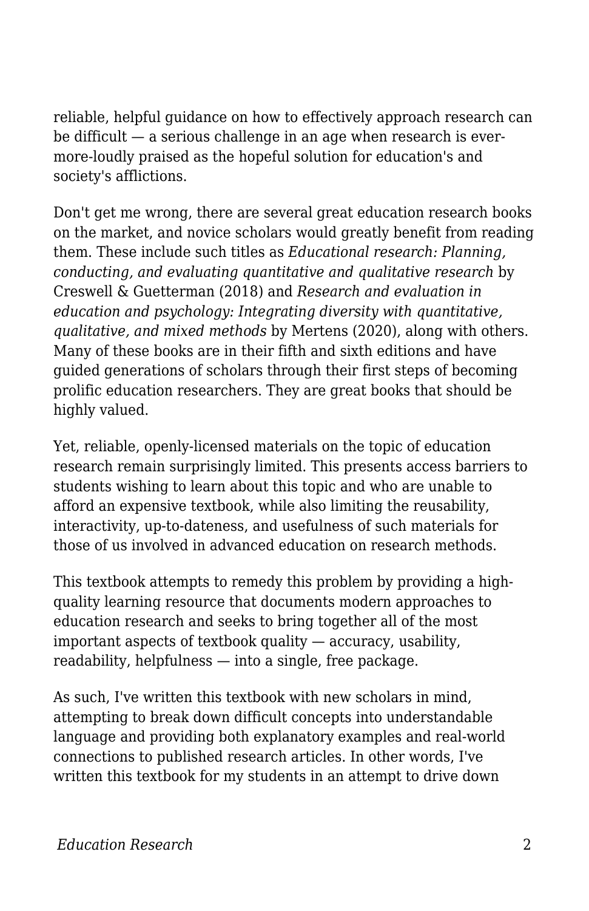reliable, helpful guidance on how to effectively approach research can be difficult — a serious challenge in an age when research is ever-more-loudly praised as the hopeful solution for education's and society's afflictions.

Don't get me wrong, there are several great education research books on the market, and novice scholars would greatly benefit from reading them. These include such titles as *Educational research: Planning, conducting, and evaluating quantitative and qualitative research* by Creswell & Guetterman (2018) and *Research and evaluation in education and psychology: Integrating diversity with quantitative, qualitative, and mixed methods* by Mertens (2020), along with others. Many of these books are in their fifth and sixth editions and have guided generations of scholars through their first steps of becoming prolific education researchers. They are great books that should be highly valued.

Yet, reliable, openly-licensed materials on the topic of education research remain surprisingly limited. This presents access barriers to students wishing to learn about this topic and who are unable to afford an expensive textbook, while also limiting the reusability, interactivity, up-to-dateness, and usefulness of such materials for those of us involved in advanced education on research methods.

This textbook attempts to remedy this problem by providing a high-quality learning resource that documents modern approaches to education research and seeks to bring together all of the most important aspects of textbook quality — accuracy, usability, readability, helpfulness — into a single, free package.

As such, I've written this textbook with new scholars in mind, attempting to break down difficult concepts into understandable language and providing both explanatory examples and real-world connections to published research articles. In other words, I've written this textbook for my students in an attempt to drive down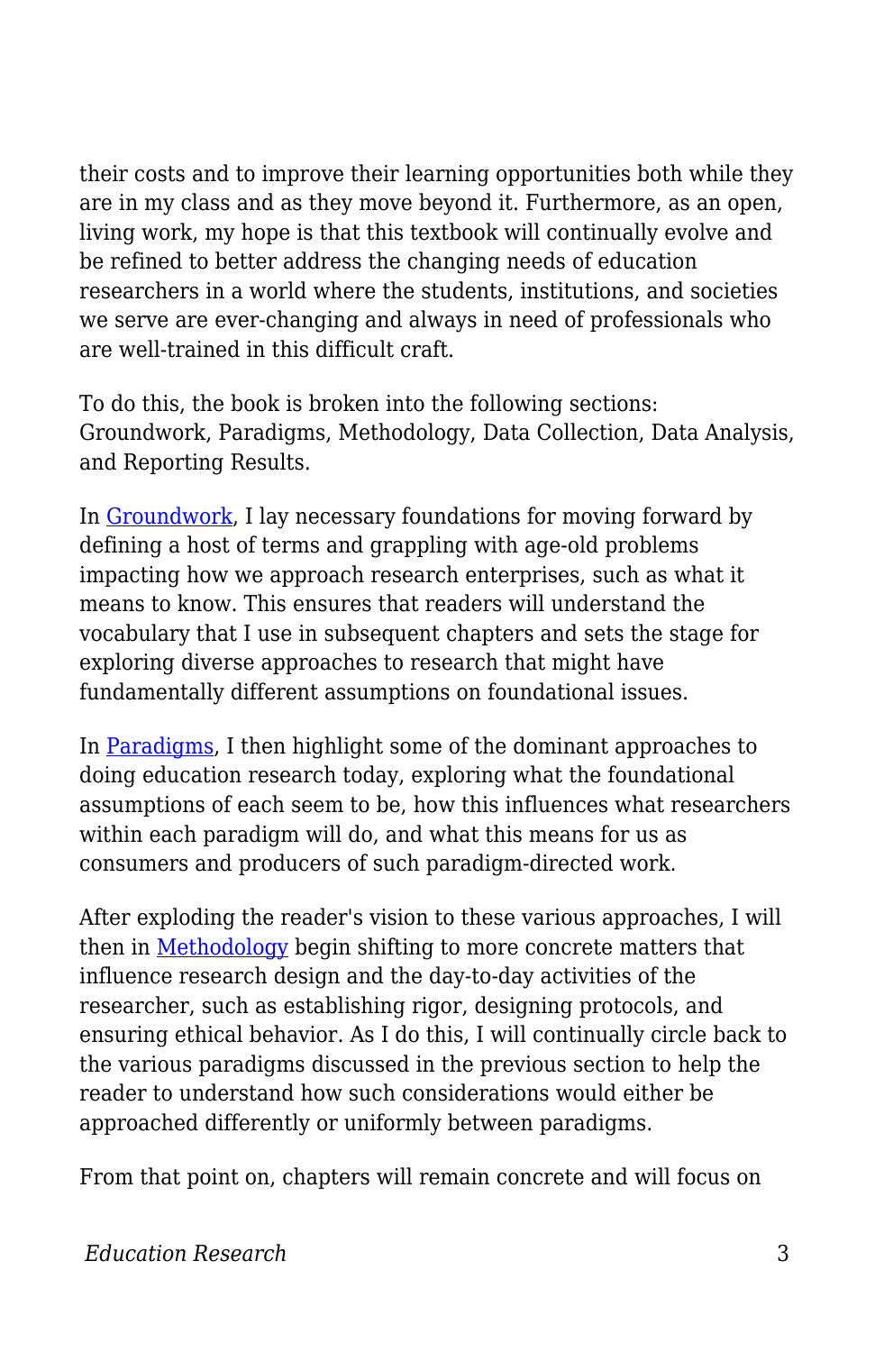their costs and to improve their learning opportunities both while they are in my class and as they move beyond it. Furthermore, as an open, living work, my hope is that this textbook will continually evolve and be refined to better address the changing needs of education researchers in a world where the students, institutions, and societies we serve are ever-changing and always in need of professionals who are well-trained in this difficult craft.

To do this, the book is broken into the following sections: Groundwork, Paradigms, Methodology, Data Collection, Data Analysis, and Reporting Results.

In Groundwork, I lay necessary foundations for moving forward by defining a host of terms and grappling with age-old problems impacting how we approach research enterprises, such as what it means to know. This ensures that readers will understand the vocabulary that I use in subsequent chapters and sets the stage for exploring diverse approaches to research that might have fundamentally different assumptions on foundational issues.

In Paradigms, I then highlight some of the dominant approaches to doing education research today, exploring what the foundational assumptions of each seem to be, how this influences what researchers within each paradigm will do, and what this means for us as consumers and producers of such paradigm-directed work.

After exploding the reader's vision to these various approaches, I will then in Methodology begin shifting to more concrete matters that influence research design and the day-to-day activities of the researcher, such as establishing rigor, designing protocols, and ensuring ethical behavior. As I do this, I will continually circle back to the various paradigms discussed in the previous section to help the reader to understand how such considerations would either be approached differently or uniformly between paradigms.

From that point on, chapters will remain concrete and will focus on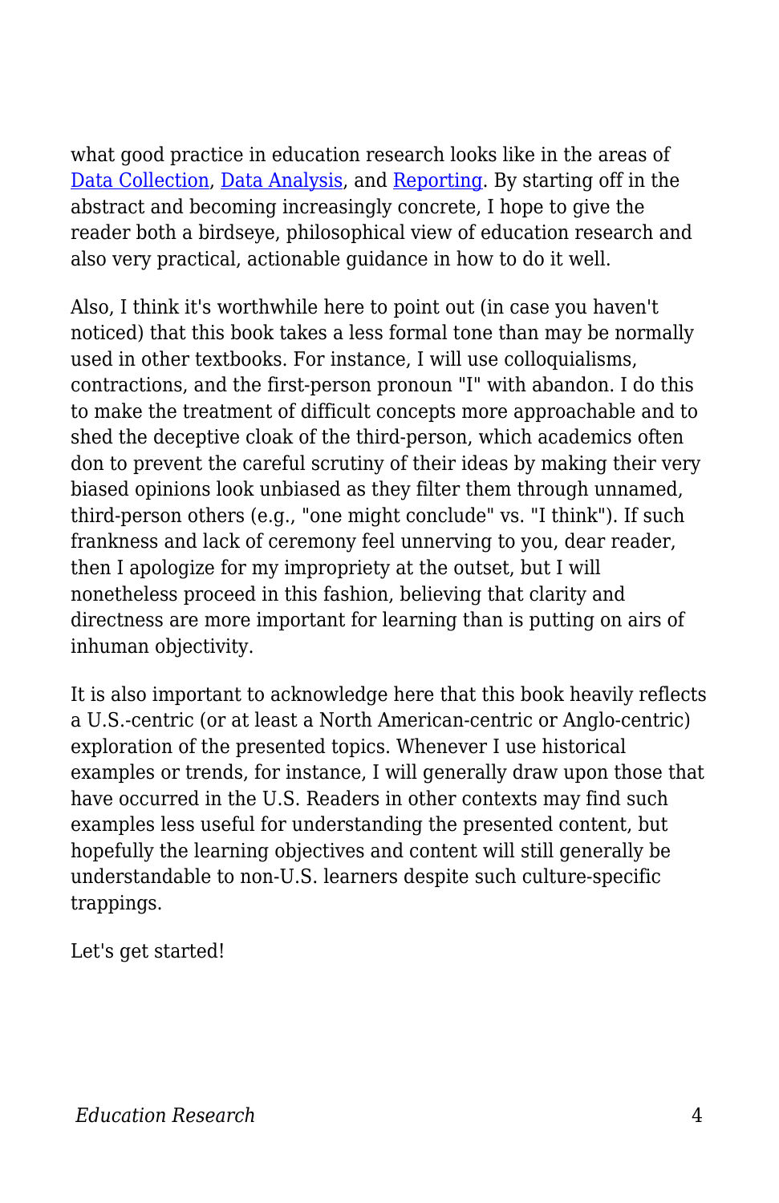what good practice in education research looks like in the areas of [Data Collection](), [Data Analysis](), and [Reporting](). By starting off in the abstract and becoming increasingly concrete, I hope to give the reader both a birdseye, philosophical view of education research and also very practical, actionable guidance in how to do it well.

Also, I think it's worthwhile here to point out (in case you haven't noticed) that this book takes a less formal tone than may be normally used in other textbooks. For instance, I will use colloquialisms, contractions, and the first-person pronoun "I" with abandon. I do this to make the treatment of difficult concepts more approachable and to shed the deceptive cloak of the third-person, which academics often don to prevent the careful scrutiny of their ideas by making their very biased opinions look unbiased as they filter them through unnamed, third-person others (e.g., "one might conclude" vs. "I think"). If such frankness and lack of ceremony feel unnerving to you, dear reader, then I apologize for my impropriety at the outset, but I will nonetheless proceed in this fashion, believing that clarity and directness are more important for learning than is putting on airs of inhuman objectivity.

It is also important to acknowledge here that this book heavily reflects a U.S.-centric (or at least a North American-centric or Anglo-centric) exploration of the presented topics. Whenever I use historical examples or trends, for instance, I will generally draw upon those that have occurred in the U.S. Readers in other contexts may find such examples less useful for understanding the presented content, but hopefully the learning objectives and content will still generally be understandable to non-U.S. learners despite such culture-specific trappings.

Let's get started!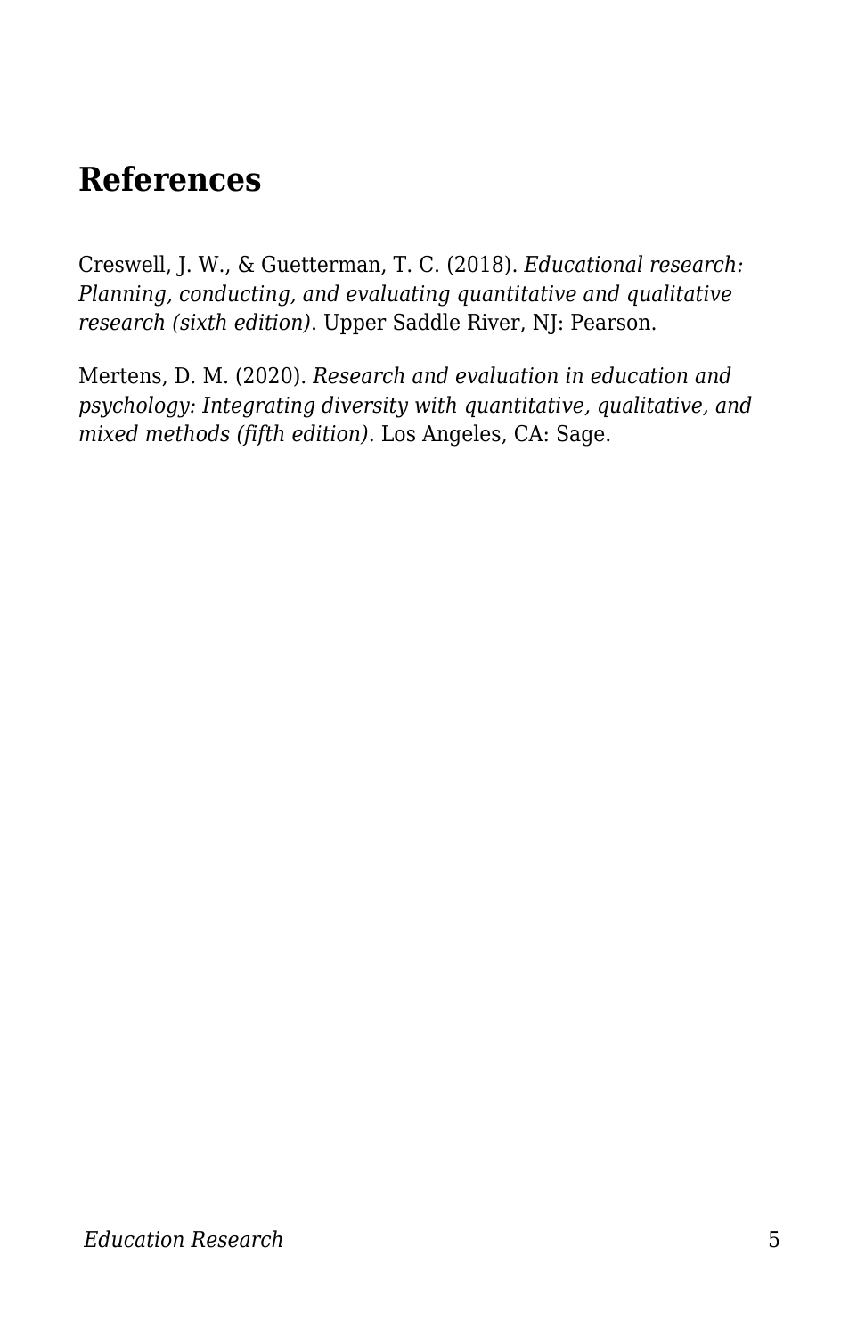## References

Creswell, J. W., & Guetterman, T. C. (2018). *Educational research: Planning, conducting, and evaluating quantitative and qualitative research (sixth edition)*. Upper Saddle River, NJ: Pearson.

Mertens, D. M. (2020). *Research and evaluation in education and psychology: Integrating diversity with quantitative, qualitative, and mixed methods (fifth edition)*. Los Angeles, CA: Sage.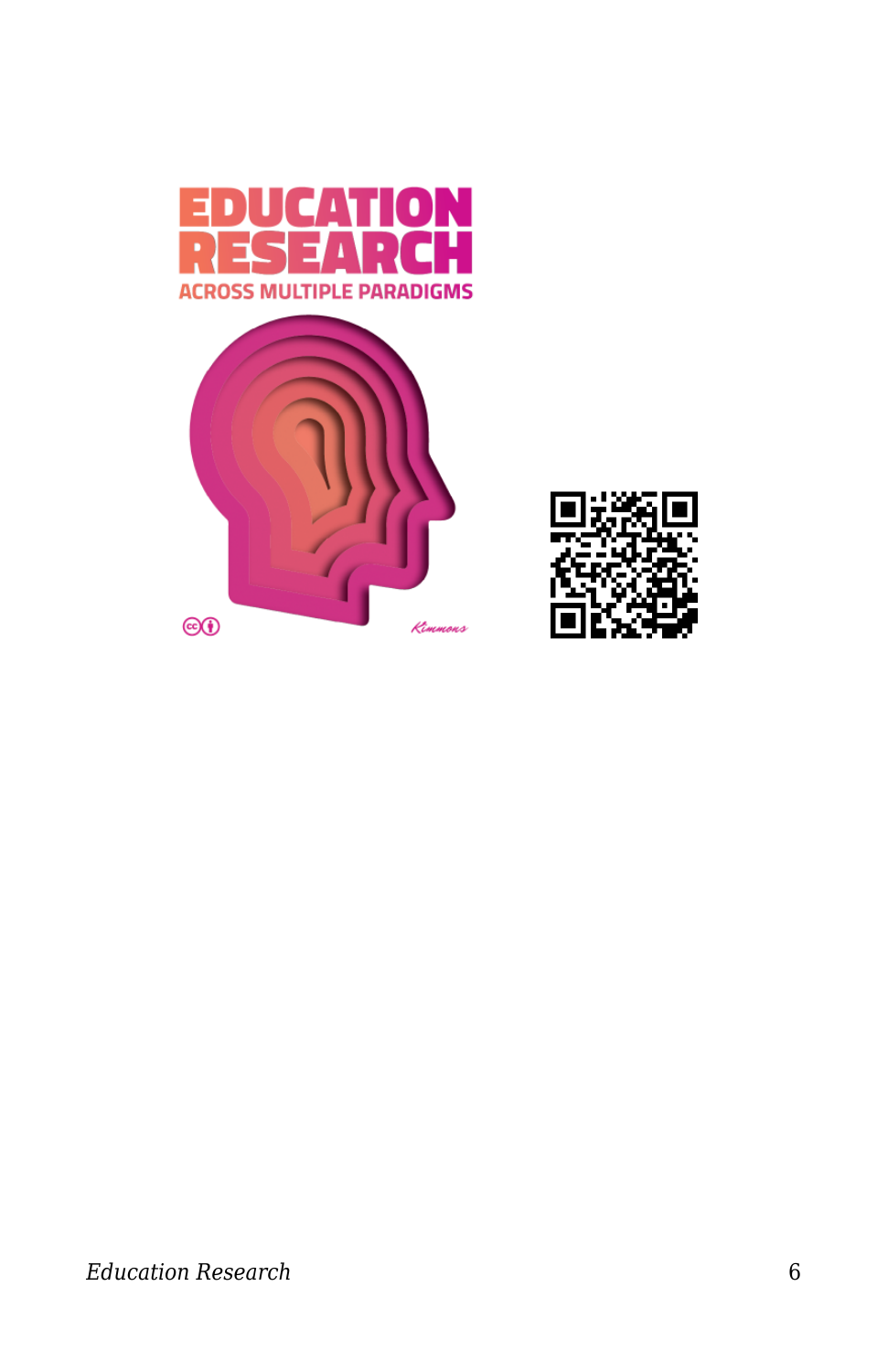EDUCATION RESEARCH

ACROSS MULTIPLE PARADIGMS

Kimmons